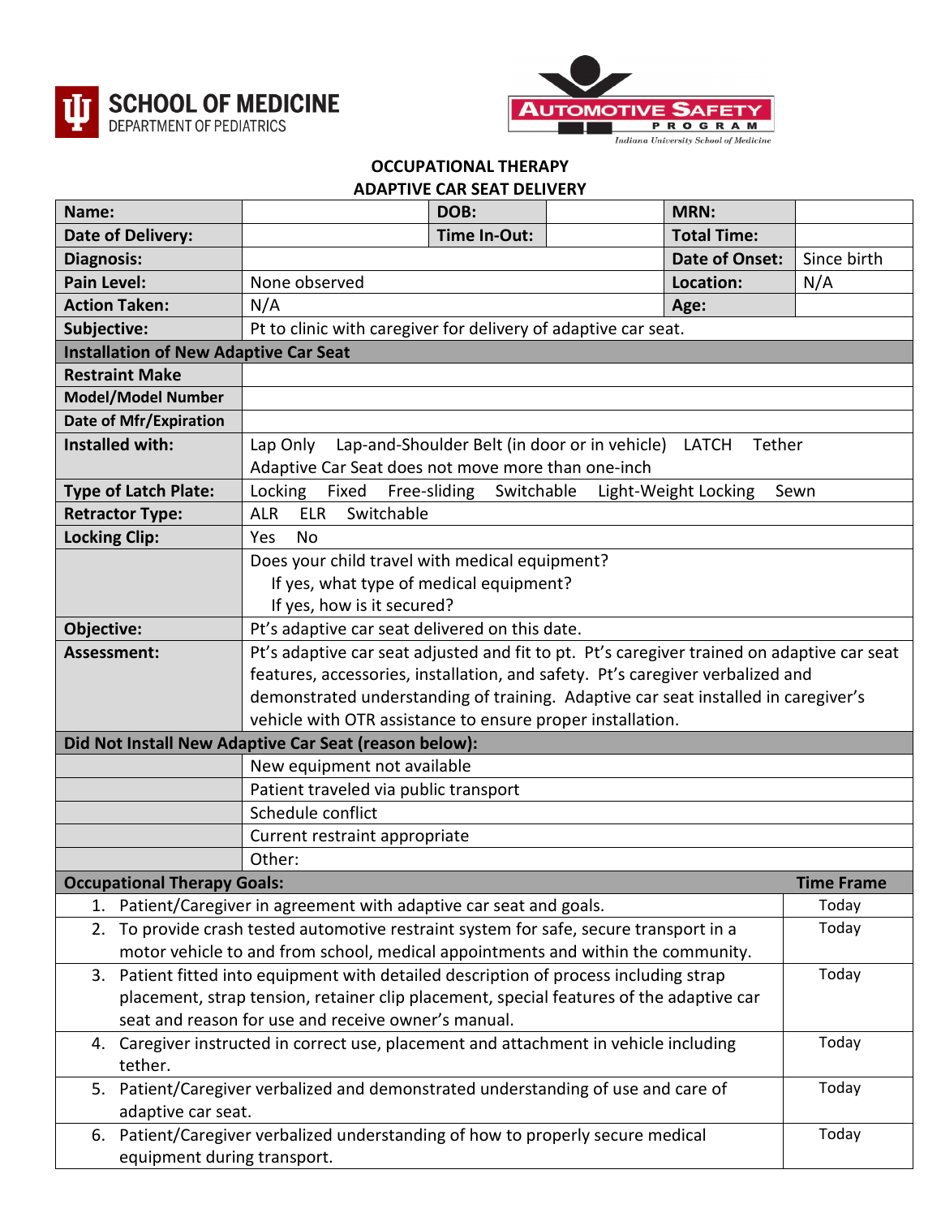SCHOOL OF MEDICINE
DEPARTMENT OF PEDIATRICS

AUTOMOTIVE SAFETY PROGRAM
Indiana University School of Medicine

## OCCUPATIONAL THERAPY
## ADAPTIVE CAR SEAT DELIVERY

| **Name:** | | **DOB:** | | **MRN:** | |
|---|---|---|---|---|---|
| **Date of Delivery:** | | **Time In-Out:** | | **Total Time:** | |
| **Diagnosis:** | | | | **Date of Onset:** | Since birth |
| **Pain Level:** | None observed | | | **Location:** | N/A |
| **Action Taken:** | N/A | | | **Age:** | |
| **Subjective:** | Pt to clinic with caregiver for delivery of adaptive car seat. | | | | |
| **Installation of New Adaptive Car Seat** | | | | | |
| **Restraint Make** | | | | | |
| **Model/Model Number** | | | | | |
| **Date of Mfr/Expiration** | | | | | |
| **Installed with:** | Lap Only Lap-and-Shoulder Belt (in door or in vehicle) LATCH Tether<br>Adaptive Car Seat does not move more than one-inch | | | | |
| **Type of Latch Plate:** | Locking Fixed Free-sliding Switchable Light-Weight Locking Sewn | | | | |
| **Retractor Type:** | ALR ELR Switchable | | | | |
| **Locking Clip:** | Yes No | | | | |
| | Does your child travel with medical equipment?<br>If yes, what type of medical equipment?<br>If yes, how is it secured? | | | | |
| **Objective:** | Pt's adaptive car seat delivered on this date. | | | | |
| **Assessment:** | Pt's adaptive car seat adjusted and fit to pt. Pt's caregiver trained on adaptive car seat features, accessories, installation, and safety. Pt's caregiver verbalized and demonstrated understanding of training. Adaptive car seat installed in caregiver's vehicle with OTR assistance to ensure proper installation. | | | | |
| **Did Not Install New Adaptive Car Seat (reason below):** | | | | | |
| | New equipment not available | | | | |
| | Patient traveled via public transport | | | | |
| | Schedule conflict | | | | |
| | Current restraint appropriate | | | | |
| | Other: | | | | |

| **Occupational Therapy Goals:** | **Time Frame** |
|---|---|
| 1. Patient/Caregiver in agreement with adaptive car seat and goals. | Today |
| 2. To provide crash tested automotive restraint system for safe, secure transport in a motor vehicle to and from school, medical appointments and within the community. | Today |
| 3. Patient fitted into equipment with detailed description of process including strap placement, strap tension, retainer clip placement, special features of the adaptive car seat and reason for use and receive owner's manual. | Today |
| 4. Caregiver instructed in correct use, placement and attachment in vehicle including tether. | Today |
| 5. Patient/Caregiver verbalized and demonstrated understanding of use and care of adaptive car seat. | Today |
| 6. Patient/Caregiver verbalized understanding of how to properly secure medical equipment during transport. | Today |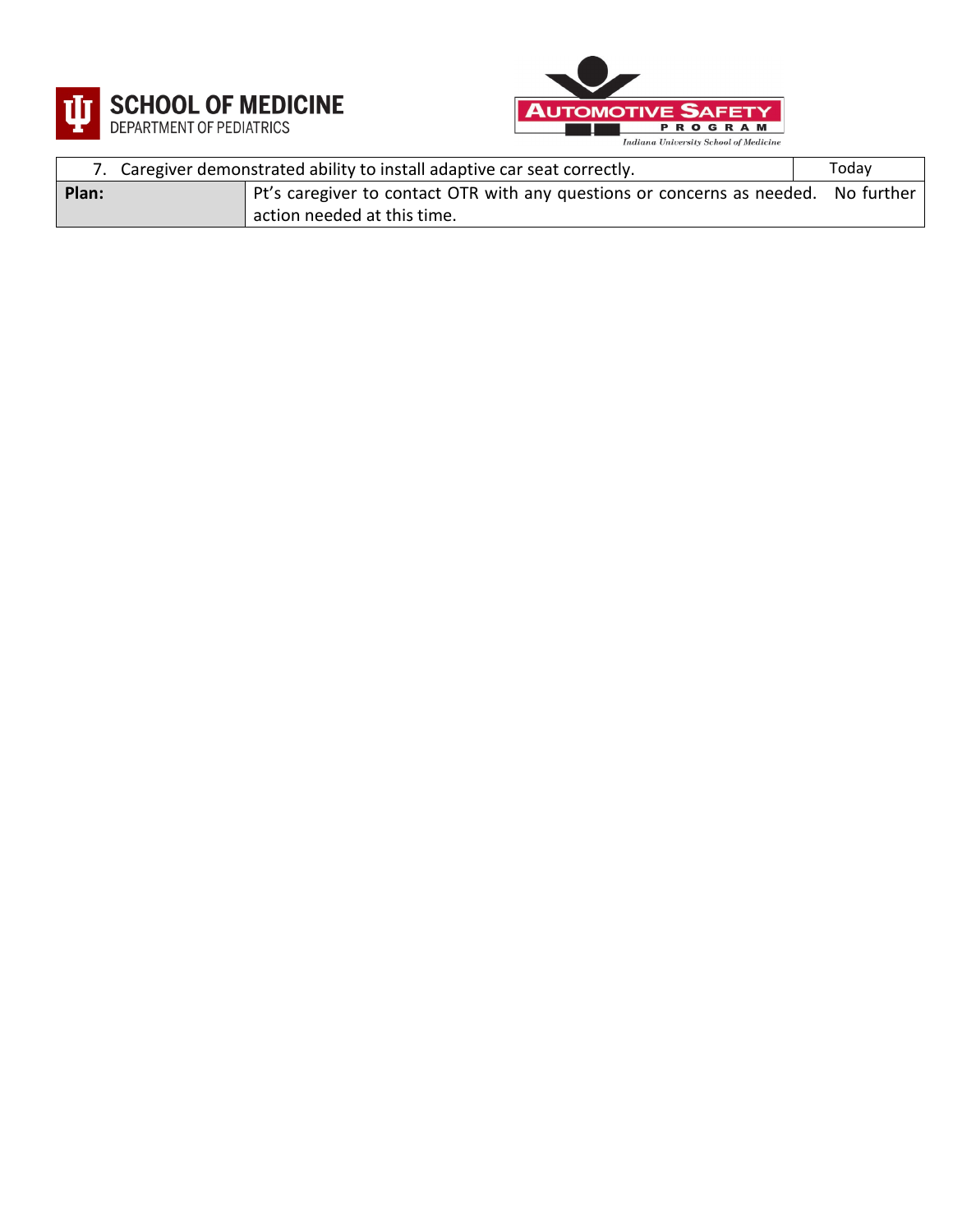| | |
|---|---|
| 7. Caregiver demonstrated ability to install adaptive car seat correctly. | Today |
| **Plan:** | Pt's caregiver to contact OTR with any questions or concerns as needed. No further action needed at this time. |